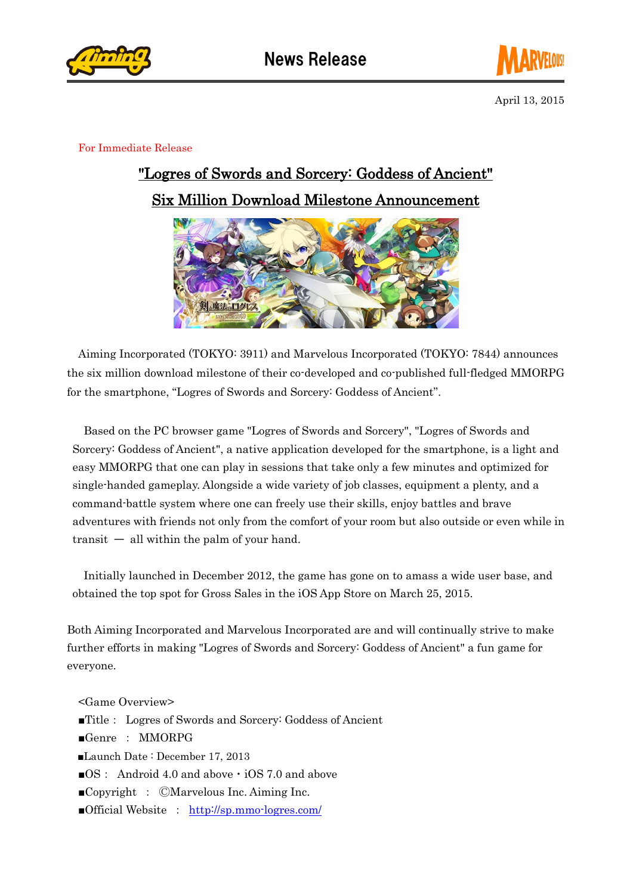# News Release

April 13, 2015

For Immediate Release

## "Logres of Swords and Sorcery: Goddess of Ancient" Six Million Download Milestone Announcement

Aiming Incorporated (TOKYO: 3911) and Marvelous Incorporated (TOKYO: 7844) announces the six million download milestone of their co-developed and co-published full-fledged MMORPG for the smartphone, "Logres of Swords and Sorcery: Goddess of Ancient".

Based on the PC browser game "Logres of Swords and Sorcery", "Logres of Swords and Sorcery: Goddess of Ancient", a native application developed for the smartphone, is a light and easy MMORPG that one can play in sessions that take only a few minutes and optimized for single-handed gameplay. Alongside a wide variety of job classes, equipment a plenty, and a command-battle system where one can freely use their skills, enjoy battles and brave adventures with friends not only from the comfort of your room but also outside or even while in transit — all within the palm of your hand.

Initially launched in December 2012, the game has gone on to amass a wide user base, and obtained the top spot for Gross Sales in the iOS App Store on March 25, 2015.

Both Aiming Incorporated and Marvelous Incorporated are and will continually strive to make further efforts in making "Logres of Swords and Sorcery: Goddess of Ancient" a fun game for everyone.

<Game Overview>

■Title : Logres of Swords and Sorcery: Goddess of Ancient
■Genre : MMORPG
■Launch Date : December 17, 2013
■OS : Android 4.0 and above・iOS 7.0 and above
■Copyright : ©Marvelous Inc. Aiming Inc.
■Official Website : http://sp.mmo-logres.com/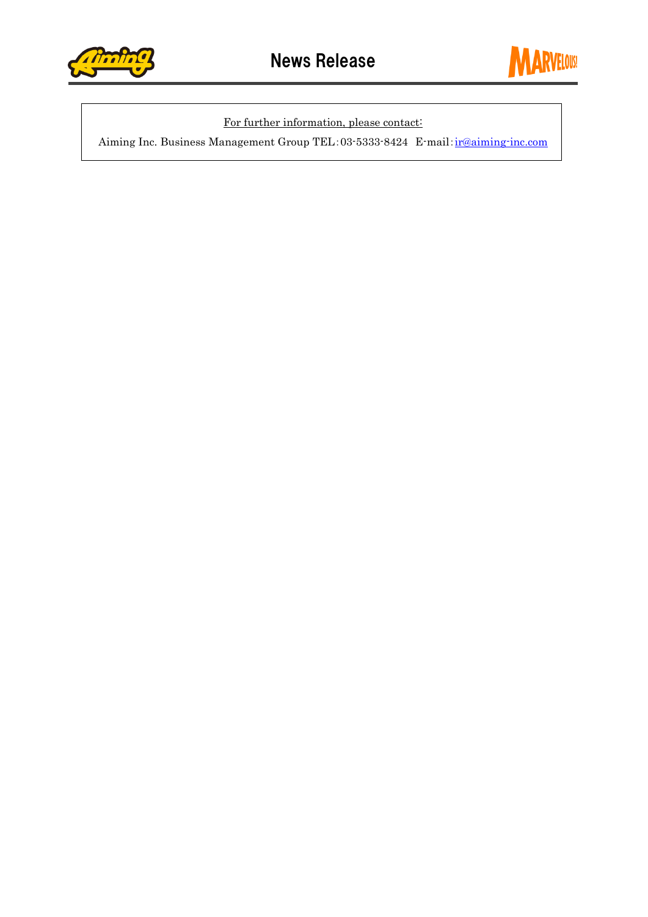For further information, please contact:

Aiming Inc. Business Management Group TEL：03-5333-8424 E-mail：ir@aiming-inc.com